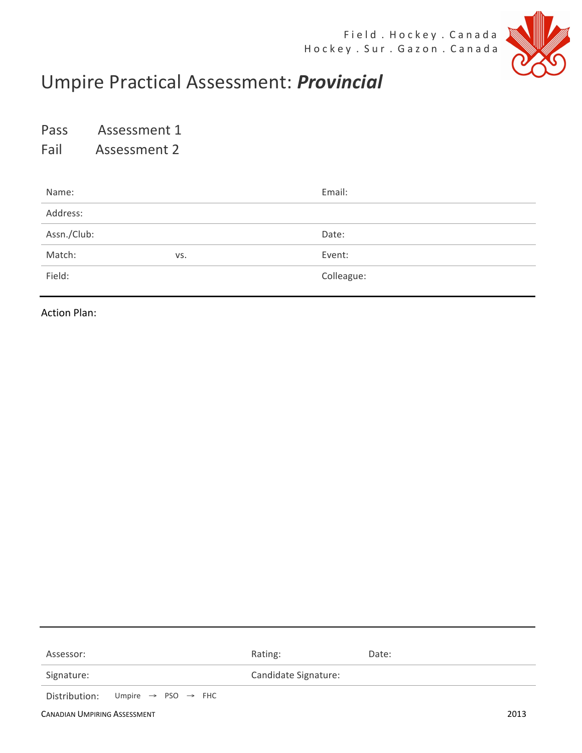Field . Hockey . Canada
Hockey . Sur . Gazon . Canada

# Umpire Practical Assessment: ***Provincial***

Pass Assessment 1
Fail Assessment 2

| Name: | | Email: |
|---|---|---|
| Address: | | |
| Assn./Club: | | Date: |
| Match: | vs. | Event: |
| Field: | | Colleague: |

Action Plan:

| Assessor: | Rating: | Date: |
|---|---|---|
| Signature: | Candidate Signature: | |

Distribution: Umpire → PSO → FHC

CANADIAN UMPIRING ASSESSMENT 2013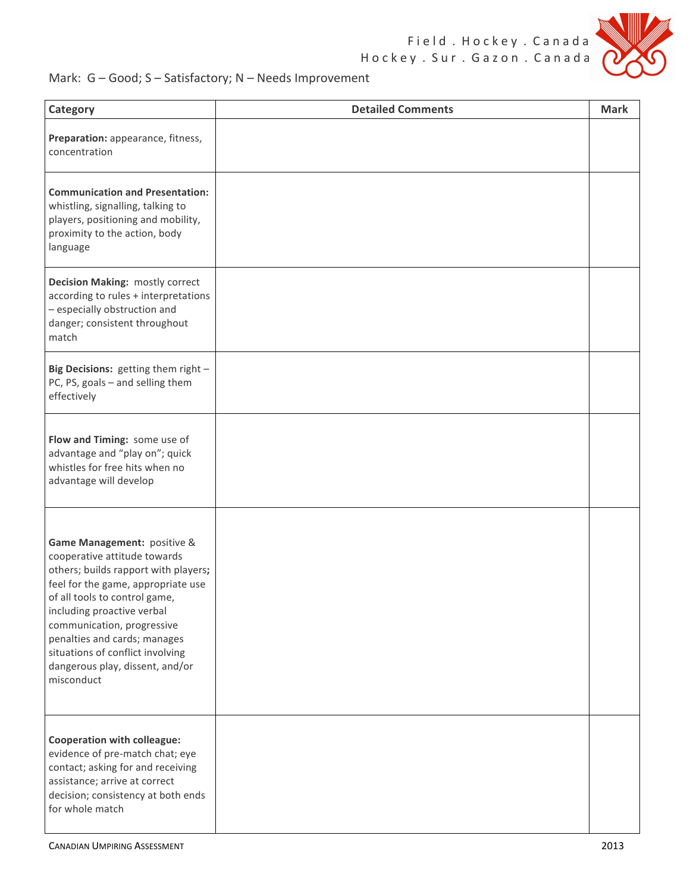Field . Hockey . Canada
Hockey . Sur . Gazon . Canada

Mark: G – Good; S – Satisfactory; N – Needs Improvement

| Category | Detailed Comments | Mark |
|---|---|---|
| **Preparation:** appearance, fitness, concentration | | |
| **Communication and Presentation:** whistling, signalling, talking to players, positioning and mobility, proximity to the action, body language | | |
| **Decision Making:** mostly correct according to rules + interpretations – especially obstruction and danger; consistent throughout match | | |
| **Big Decisions:** getting them right – PC, PS, goals – and selling them effectively | | |
| **Flow and Timing:** some use of advantage and "play on"; quick whistles for free hits when no advantage will develop | | |
| **Game Management:** positive & cooperative attitude towards others; builds rapport with players; feel for the game, appropriate use of all tools to control game, including proactive verbal communication, progressive penalties and cards; manages situations of conflict involving dangerous play, dissent, and/or misconduct | | |
| **Cooperation with colleague:** evidence of pre-match chat; eye contact; asking for and receiving assistance; arrive at correct decision; consistency at both ends for whole match | | |